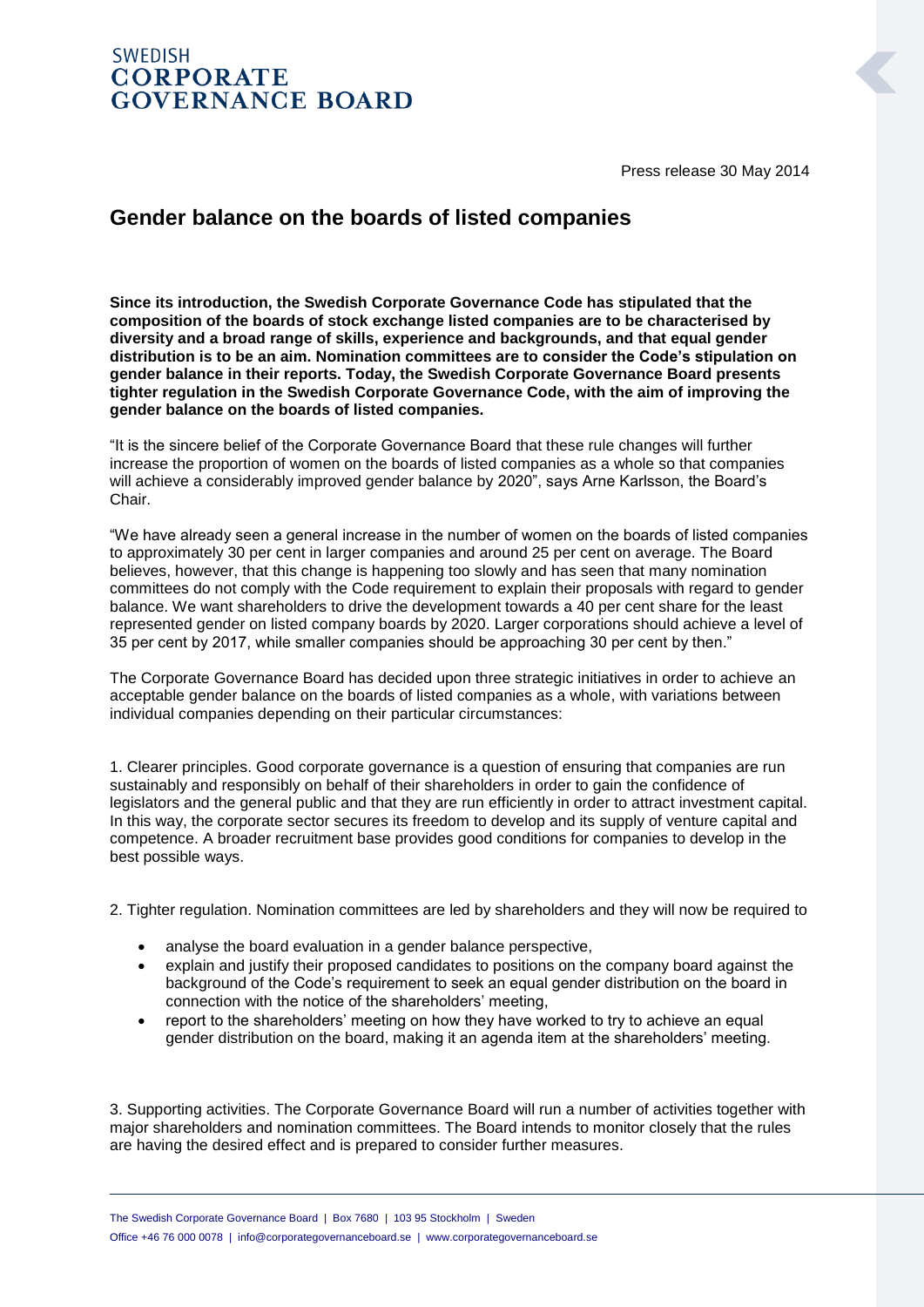SWEDISH
**CORPORATE GOVERNANCE BOARD**

Press release 30 May 2014

# Gender balance on the boards of listed companies

**Since its introduction, the Swedish Corporate Governance Code has stipulated that the composition of the boards of stock exchange listed companies are to be characterised by diversity and a broad range of skills, experience and backgrounds, and that equal gender distribution is to be an aim. Nomination committees are to consider the Code's stipulation on gender balance in their reports. Today, the Swedish Corporate Governance Board presents tighter regulation in the Swedish Corporate Governance Code, with the aim of improving the gender balance on the boards of listed companies.**

"It is the sincere belief of the Corporate Governance Board that these rule changes will further increase the proportion of women on the boards of listed companies as a whole so that companies will achieve a considerably improved gender balance by 2020", says Arne Karlsson, the Board's Chair.

"We have already seen a general increase in the number of women on the boards of listed companies to approximately 30 per cent in larger companies and around 25 per cent on average. The Board believes, however, that this change is happening too slowly and has seen that many nomination committees do not comply with the Code requirement to explain their proposals with regard to gender balance. We want shareholders to drive the development towards a 40 per cent share for the least represented gender on listed company boards by 2020. Larger corporations should achieve a level of 35 per cent by 2017, while smaller companies should be approaching 30 per cent by then."

The Corporate Governance Board has decided upon three strategic initiatives in order to achieve an acceptable gender balance on the boards of listed companies as a whole, with variations between individual companies depending on their particular circumstances:

1. Clearer principles. Good corporate governance is a question of ensuring that companies are run sustainably and responsibly on behalf of their shareholders in order to gain the confidence of legislators and the general public and that they are run efficiently in order to attract investment capital. In this way, the corporate sector secures its freedom to develop and its supply of venture capital and competence. A broader recruitment base provides good conditions for companies to develop in the best possible ways.

2. Tighter regulation. Nomination committees are led by shareholders and they will now be required to

- analyse the board evaluation in a gender balance perspective,
- explain and justify their proposed candidates to positions on the company board against the background of the Code's requirement to seek an equal gender distribution on the board in connection with the notice of the shareholders' meeting,
- report to the shareholders' meeting on how they have worked to try to achieve an equal gender distribution on the board, making it an agenda item at the shareholders' meeting.

3. Supporting activities. The Corporate Governance Board will run a number of activities together with major shareholders and nomination committees. The Board intends to monitor closely that the rules are having the desired effect and is prepared to consider further measures.

The Swedish Corporate Governance Board | Box 7680 | 103 95 Stockholm | Sweden
Office +46 76 000 0078 | info@corporategovernanceboard.se | www.corporategovernanceboard.se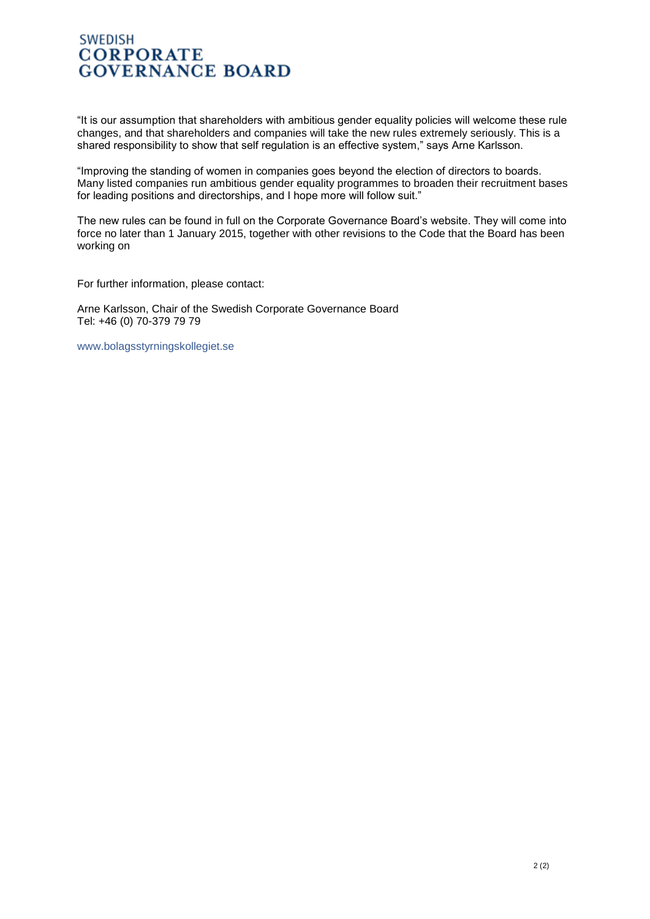“It is our assumption that shareholders with ambitious gender equality policies will welcome these rule changes, and that shareholders and companies will take the new rules extremely seriously. This is a shared responsibility to show that self regulation is an effective system,” says Arne Karlsson.

“Improving the standing of women in companies goes beyond the election of directors to boards. Many listed companies run ambitious gender equality programmes to broaden their recruitment bases for leading positions and directorships, and I hope more will follow suit.”

The new rules can be found in full on the Corporate Governance Board’s website. They will come into force no later than 1 January 2015, together with other revisions to the Code that the Board has been working on

For further information, please contact:

Arne Karlsson, Chair of the Swedish Corporate Governance Board
Tel: +46 (0) 70-379 79 79

www.bolagsstyrningskollegiet.se